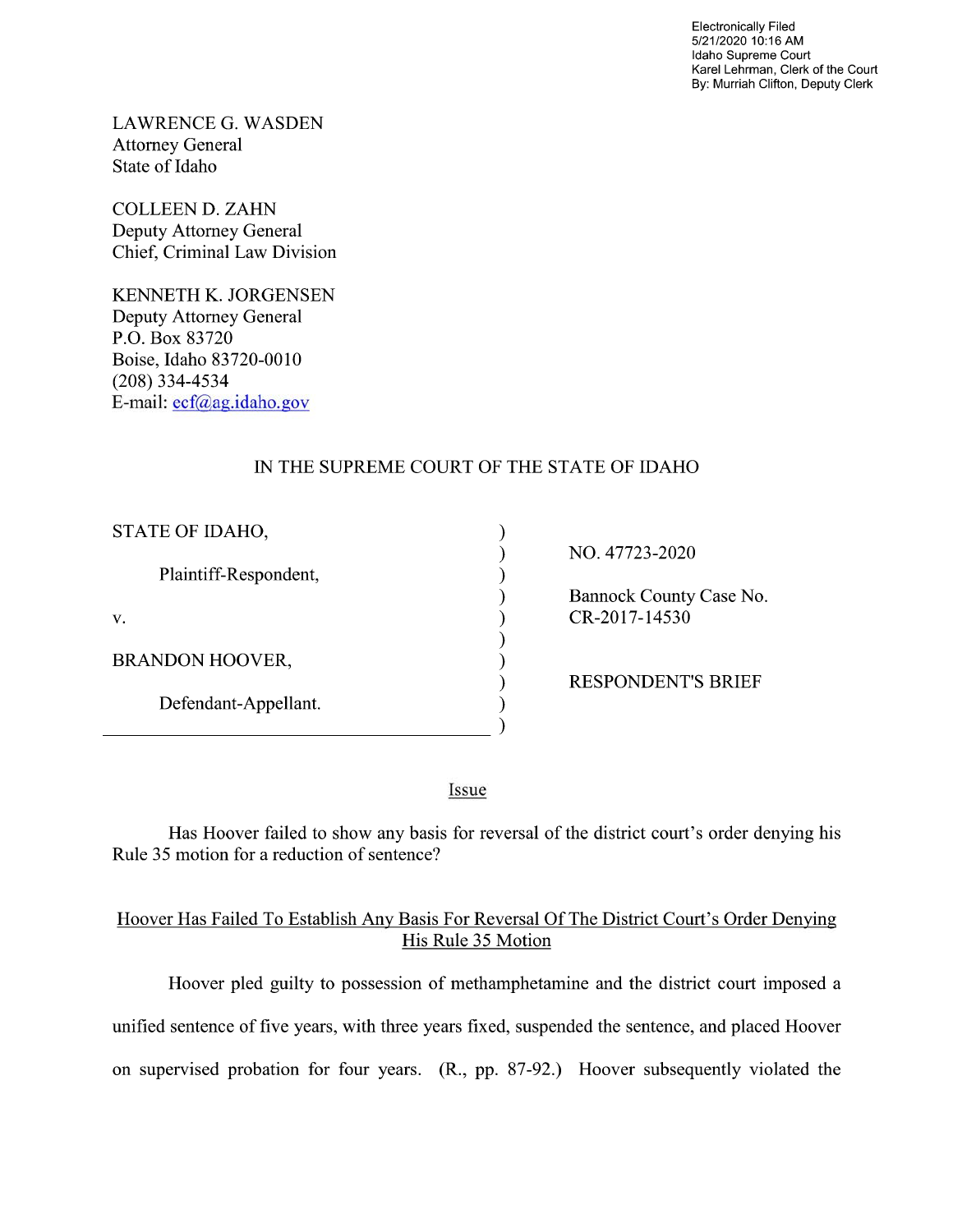Electronically Filed
5/21/2020 10:16 AM
Idaho Supreme Court
Karel Lehrman, Clerk of the Court
By: Murriah Clifton, Deputy Clerk

LAWRENCE G. WASDEN
Attorney General
State of Idaho

COLLEEN D. ZAHN
Deputy Attorney General
Chief, Criminal Law Division

KENNETH K. JORGENSEN
Deputy Attorney General
P.O. Box 83720
Boise, Idaho 83720-0010
(208) 334-4534
E-mail: ecf@ag.idaho.gov

IN THE SUPREME COURT OF THE STATE OF IDAHO

| | |
|---|---|
| STATE OF IDAHO,<br><br>Plaintiff-Respondent,<br><br>v.<br><br>BRANDON HOOVER,<br><br>Defendant-Appellant. | NO. 47723-2020<br><br>Bannock County Case No. CR-2017-14530<br><br>RESPONDENT'S BRIEF |

## Issue

Has Hoover failed to show any basis for reversal of the district court's order denying his Rule 35 motion for a reduction of sentence?

## Hoover Has Failed To Establish Any Basis For Reversal Of The District Court's Order Denying His Rule 35 Motion

Hoover pled guilty to possession of methamphetamine and the district court imposed a unified sentence of five years, with three years fixed, suspended the sentence, and placed Hoover on supervised probation for four years. (R., pp. 87-92.) Hoover subsequently violated the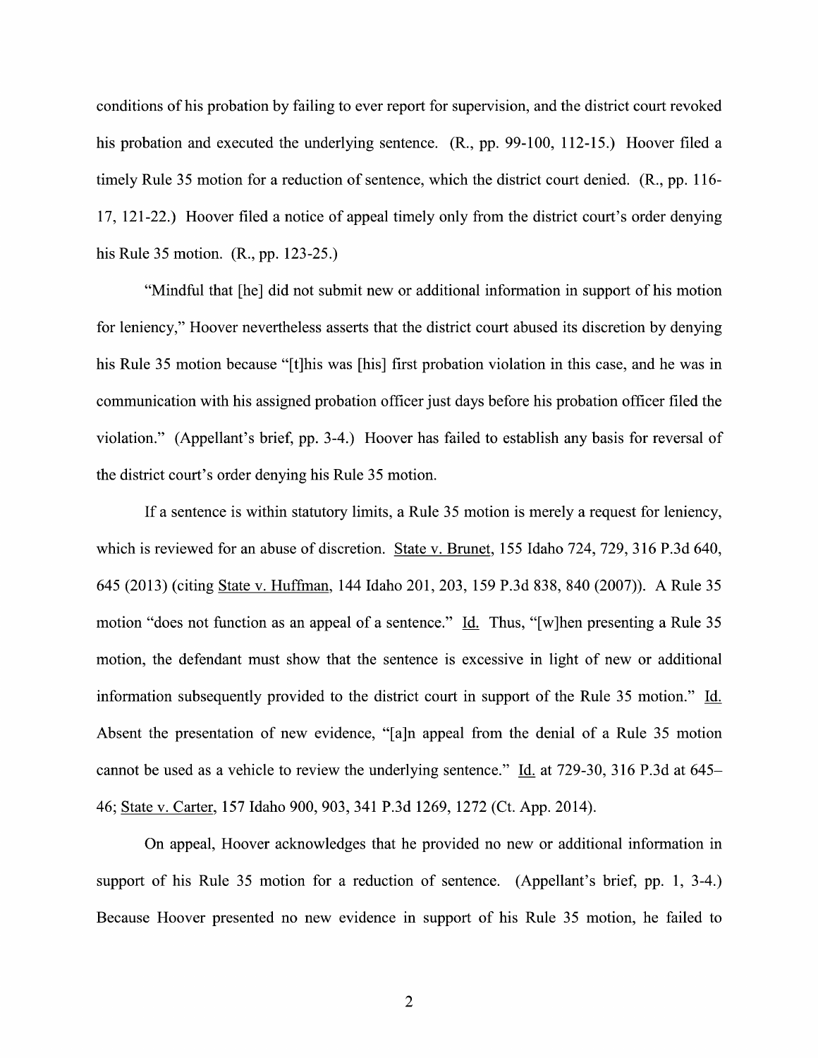conditions of his probation by failing to ever report for supervision, and the district court revoked his probation and executed the underlying sentence. (R., pp. 99-100, 112-15.) Hoover filed a timely Rule 35 motion for a reduction of sentence, which the district court denied. (R., pp. 116-17, 121-22.) Hoover filed a notice of appeal timely only from the district court's order denying his Rule 35 motion. (R., pp. 123-25.)

"Mindful that [he] did not submit new or additional information in support of his motion for leniency," Hoover nevertheless asserts that the district court abused its discretion by denying his Rule 35 motion because "[t]his was [his] first probation violation in this case, and he was in communication with his assigned probation officer just days before his probation officer filed the violation." (Appellant's brief, pp. 3-4.) Hoover has failed to establish any basis for reversal of the district court's order denying his Rule 35 motion.

If a sentence is within statutory limits, a Rule 35 motion is merely a request for leniency, which is reviewed for an abuse of discretion. State v. Brunet, 155 Idaho 724, 729, 316 P.3d 640, 645 (2013) (citing State v. Huffman, 144 Idaho 201, 203, 159 P.3d 838, 840 (2007)). A Rule 35 motion "does not function as an appeal of a sentence." Id. Thus, "[w]hen presenting a Rule 35 motion, the defendant must show that the sentence is excessive in light of new or additional information subsequently provided to the district court in support of the Rule 35 motion." Id. Absent the presentation of new evidence, "[a]n appeal from the denial of a Rule 35 motion cannot be used as a vehicle to review the underlying sentence." Id. at 729-30, 316 P.3d at 645–46; State v. Carter, 157 Idaho 900, 903, 341 P.3d 1269, 1272 (Ct. App. 2014).

On appeal, Hoover acknowledges that he provided no new or additional information in support of his Rule 35 motion for a reduction of sentence. (Appellant's brief, pp. 1, 3-4.) Because Hoover presented no new evidence in support of his Rule 35 motion, he failed to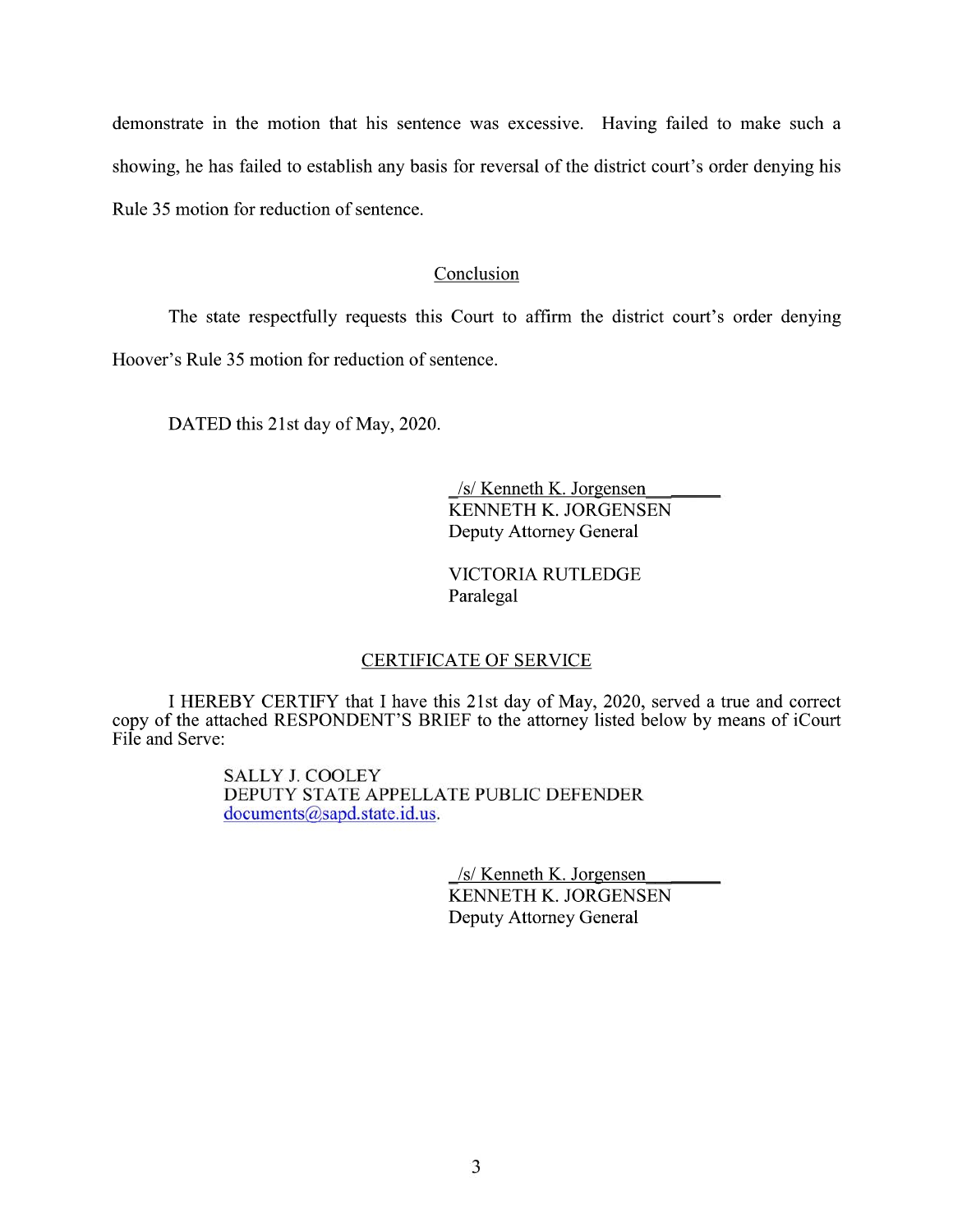demonstrate in the motion that his sentence was excessive. Having failed to make such a showing, he has failed to establish any basis for reversal of the district court's order denying his Rule 35 motion for reduction of sentence.

## Conclusion

The state respectfully requests this Court to affirm the district court's order denying Hoover's Rule 35 motion for reduction of sentence.

DATED this 21st day of May, 2020.

/s/ Kenneth K. Jorgensen
KENNETH K. JORGENSEN
Deputy Attorney General

VICTORIA RUTLEDGE
Paralegal

## CERTIFICATE OF SERVICE

I HEREBY CERTIFY that I have this 21st day of May, 2020, served a true and correct copy of the attached RESPONDENT'S BRIEF to the attorney listed below by means of iCourt File and Serve:

SALLY J. COOLEY
DEPUTY STATE APPELLATE PUBLIC DEFENDER
documents@sapd.state.id.us.

/s/ Kenneth K. Jorgensen
KENNETH K. JORGENSEN
Deputy Attorney General